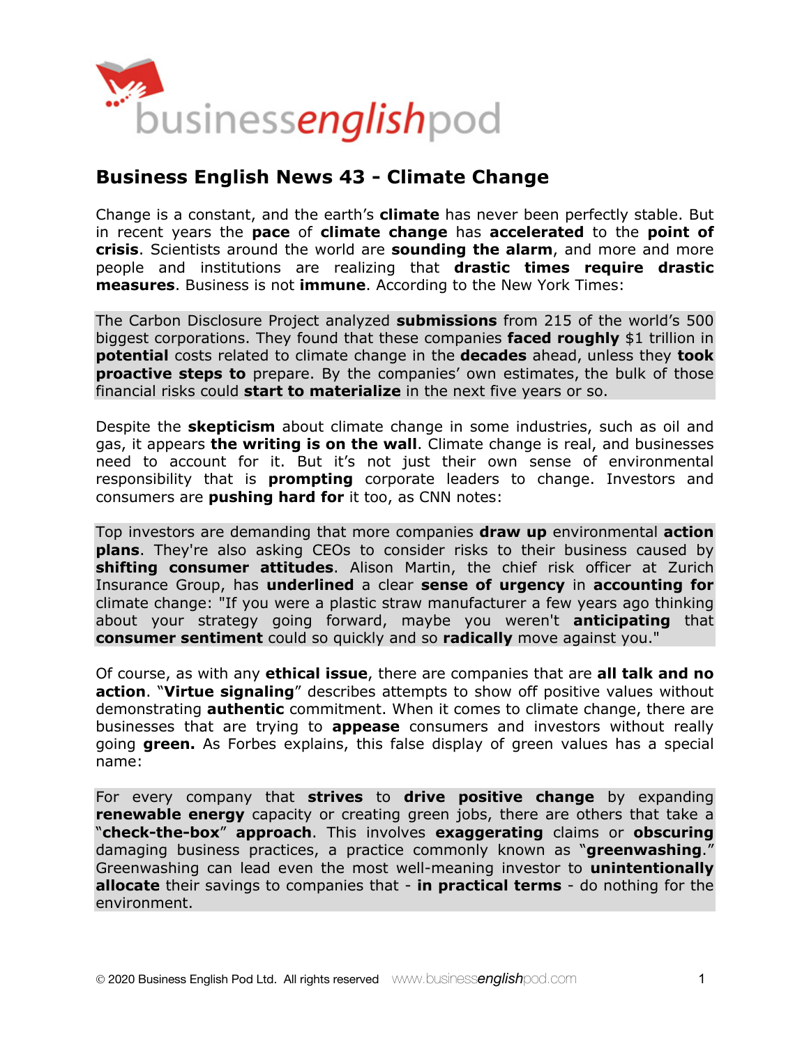# Business English News 43 - Climate Change

Change is a constant, and the earth's **climate** has never been perfectly stable. But in recent years the **pace** of **climate change** has **accelerated** to the **point of crisis**. Scientists around the world are **sounding the alarm**, and more and more people and institutions are realizing that **drastic times require drastic measures**. Business is not **immune**. According to the New York Times:

> The Carbon Disclosure Project analyzed **submissions** from 215 of the world's 500 biggest corporations. They found that these companies **faced roughly** $1 trillion in **potential** costs related to climate change in the **decades** ahead, unless they **took proactive steps to** prepare. By the companies' own estimates, the bulk of those financial risks could **start to materialize** in the next five years or so.

Despite the **skepticism** about climate change in some industries, such as oil and gas, it appears **the writing is on the wall**. Climate change is real, and businesses need to account for it. But it's not just their own sense of environmental responsibility that is **prompting** corporate leaders to change. Investors and consumers are **pushing hard for** it too, as CNN notes:

> Top investors are demanding that more companies **draw up** environmental **action plans**. They're also asking CEOs to consider risks to their business caused by **shifting consumer attitudes**. Alison Martin, the chief risk officer at Zurich Insurance Group, has **underlined** a clear **sense of urgency** in **accounting for** climate change: "If you were a plastic straw manufacturer a few years ago thinking about your strategy going forward, maybe you weren't **anticipating** that **consumer sentiment** could so quickly and so **radically** move against you."

Of course, as with any **ethical issue**, there are companies that are **all talk and no action**. "**Virtue signaling**" describes attempts to show off positive values without demonstrating **authentic** commitment. When it comes to climate change, there are businesses that are trying to **appease** consumers and investors without really going **green.** As Forbes explains, this false display of green values has a special name:

> For every company that **strives** to **drive positive change** by expanding **renewable energy** capacity or creating green jobs, there are others that take a "**check-the-box**" **approach**. This involves **exaggerating** claims or **obscuring** damaging business practices, a practice commonly known as "**greenwashing**." Greenwashing can lead even the most well-meaning investor to **unintentionally allocate** their savings to companies that - **in practical terms** - do nothing for the environment.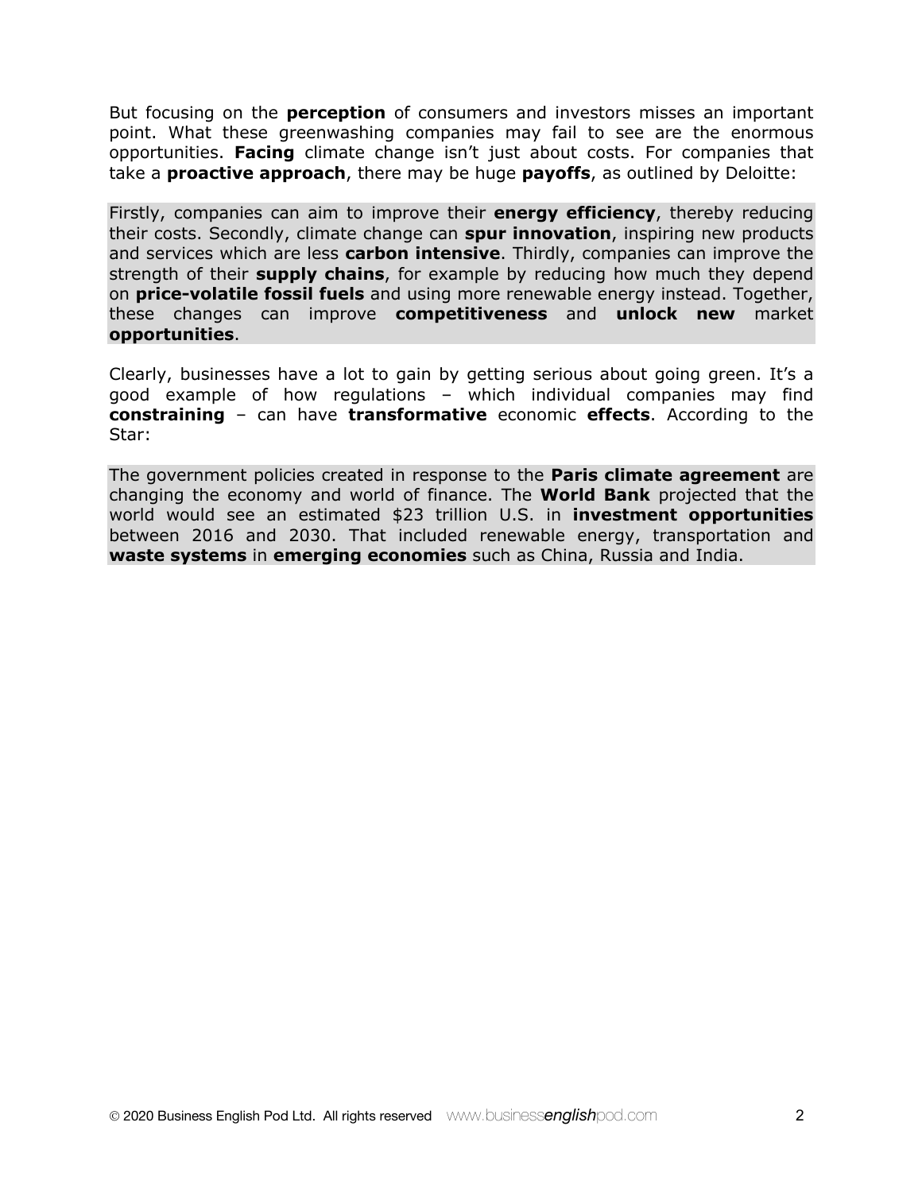But focusing on the **perception** of consumers and investors misses an important point. What these greenwashing companies may fail to see are the enormous opportunities. **Facing** climate change isn't just about costs. For companies that take a **proactive approach**, there may be huge **payoffs**, as outlined by Deloitte:

> Firstly, companies can aim to improve their **energy efficiency**, thereby reducing their costs. Secondly, climate change can **spur innovation**, inspiring new products and services which are less **carbon intensive**. Thirdly, companies can improve the strength of their **supply chains**, for example by reducing how much they depend on **price-volatile fossil fuels** and using more renewable energy instead. Together, these changes can improve **competitiveness** and **unlock new** market **opportunities**.

Clearly, businesses have a lot to gain by getting serious about going green. It's a good example of how regulations – which individual companies may find **constraining** – can have **transformative** economic **effects**. According to the Star:

> The government policies created in response to the **Paris climate agreement** are changing the economy and world of finance. The **World Bank** projected that the world would see an estimated $23 trillion U.S. in **investment opportunities** between 2016 and 2030. That included renewable energy, transportation and **waste systems** in **emerging economies** such as China, Russia and India.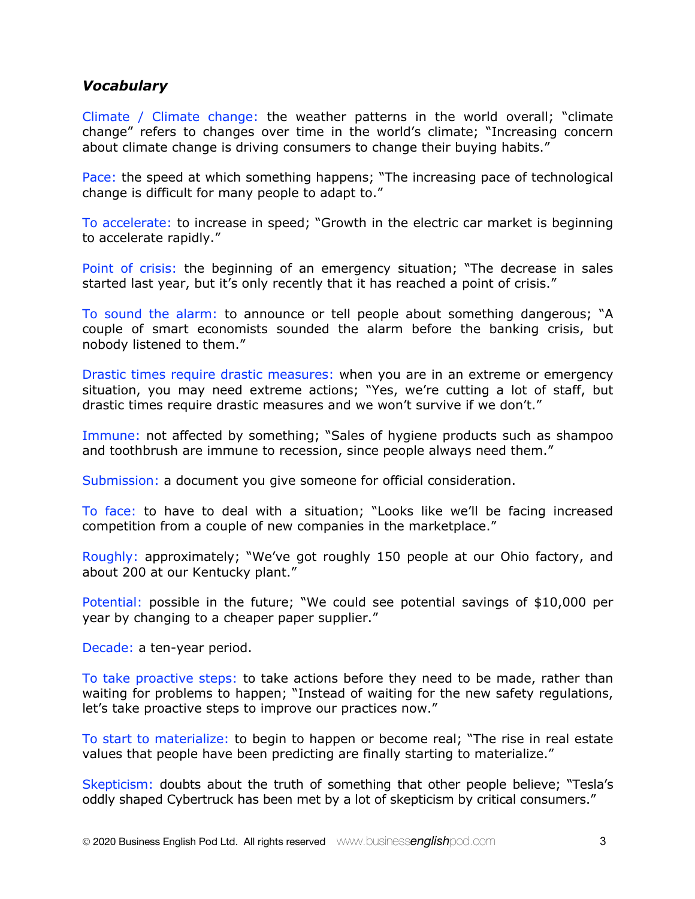## *Vocabulary*

Climate / Climate change: the weather patterns in the world overall; "climate change" refers to changes over time in the world's climate; "Increasing concern about climate change is driving consumers to change their buying habits."

Pace: the speed at which something happens; "The increasing pace of technological change is difficult for many people to adapt to."

To accelerate: to increase in speed; "Growth in the electric car market is beginning to accelerate rapidly."

Point of crisis: the beginning of an emergency situation; "The decrease in sales started last year, but it's only recently that it has reached a point of crisis."

To sound the alarm: to announce or tell people about something dangerous; "A couple of smart economists sounded the alarm before the banking crisis, but nobody listened to them."

Drastic times require drastic measures: when you are in an extreme or emergency situation, you may need extreme actions; "Yes, we're cutting a lot of staff, but drastic times require drastic measures and we won't survive if we don't."

Immune: not affected by something; "Sales of hygiene products such as shampoo and toothbrush are immune to recession, since people always need them."

Submission: a document you give someone for official consideration.

To face: to have to deal with a situation; "Looks like we'll be facing increased competition from a couple of new companies in the marketplace."

Roughly: approximately; "We've got roughly 150 people at our Ohio factory, and about 200 at our Kentucky plant."

Potential: possible in the future; "We could see potential savings of $10,000 per year by changing to a cheaper paper supplier."

Decade: a ten-year period.

To take proactive steps: to take actions before they need to be made, rather than waiting for problems to happen; "Instead of waiting for the new safety regulations, let's take proactive steps to improve our practices now."

To start to materialize: to begin to happen or become real; "The rise in real estate values that people have been predicting are finally starting to materialize."

Skepticism: doubts about the truth of something that other people believe; "Tesla's oddly shaped Cybertruck has been met by a lot of skepticism by critical consumers."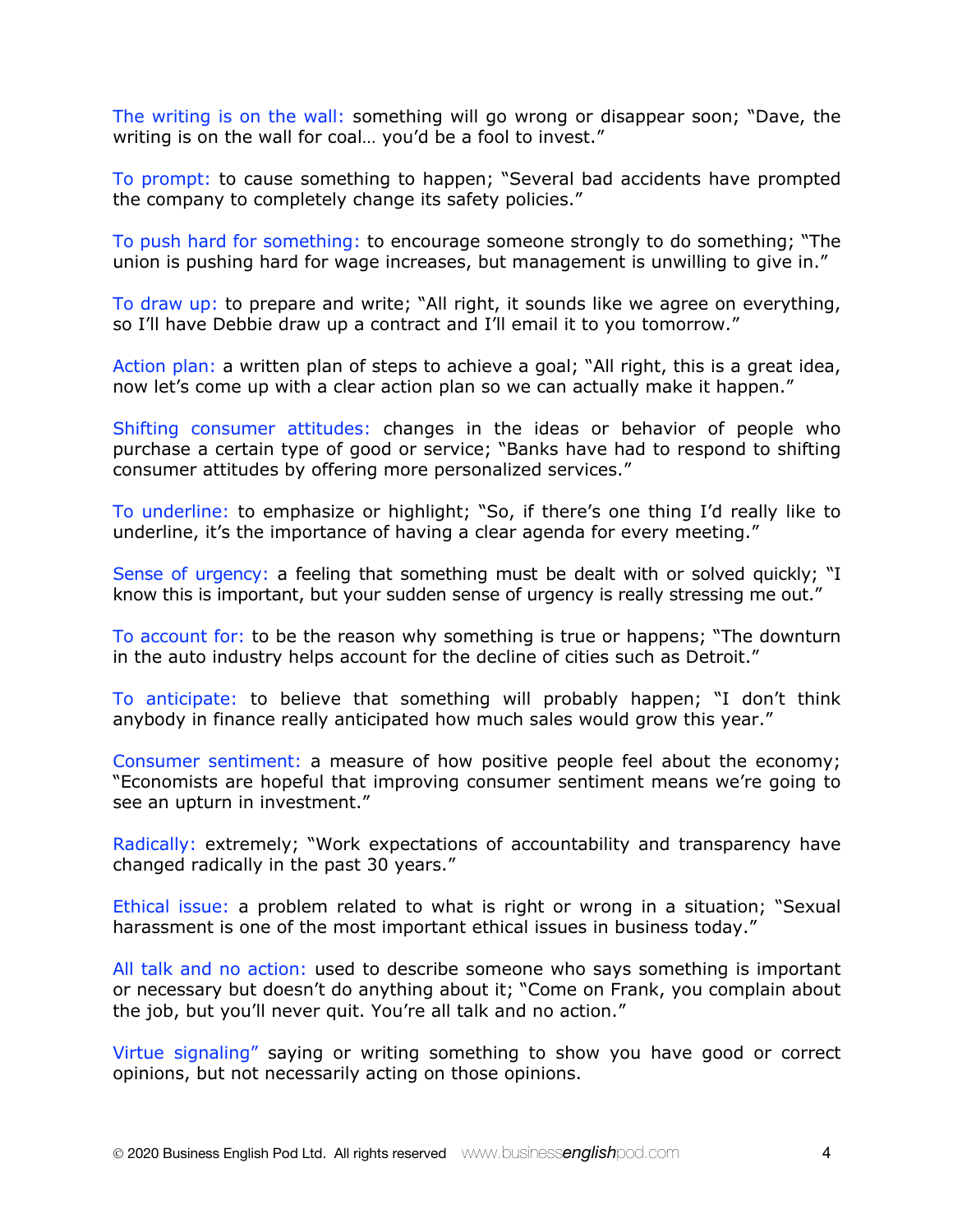The writing is on the wall: something will go wrong or disappear soon; "Dave, the writing is on the wall for coal… you'd be a fool to invest."

To prompt: to cause something to happen; "Several bad accidents have prompted the company to completely change its safety policies."

To push hard for something: to encourage someone strongly to do something; "The union is pushing hard for wage increases, but management is unwilling to give in."

To draw up: to prepare and write; "All right, it sounds like we agree on everything, so I'll have Debbie draw up a contract and I'll email it to you tomorrow."

Action plan: a written plan of steps to achieve a goal; "All right, this is a great idea, now let's come up with a clear action plan so we can actually make it happen."

Shifting consumer attitudes: changes in the ideas or behavior of people who purchase a certain type of good or service; "Banks have had to respond to shifting consumer attitudes by offering more personalized services."

To underline: to emphasize or highlight; "So, if there's one thing I'd really like to underline, it's the importance of having a clear agenda for every meeting."

Sense of urgency: a feeling that something must be dealt with or solved quickly; "I know this is important, but your sudden sense of urgency is really stressing me out."

To account for: to be the reason why something is true or happens; "The downturn in the auto industry helps account for the decline of cities such as Detroit."

To anticipate: to believe that something will probably happen; "I don't think anybody in finance really anticipated how much sales would grow this year."

Consumer sentiment: a measure of how positive people feel about the economy; "Economists are hopeful that improving consumer sentiment means we're going to see an upturn in investment."

Radically: extremely; "Work expectations of accountability and transparency have changed radically in the past 30 years."

Ethical issue: a problem related to what is right or wrong in a situation; "Sexual harassment is one of the most important ethical issues in business today."

All talk and no action: used to describe someone who says something is important or necessary but doesn't do anything about it; "Come on Frank, you complain about the job, but you'll never quit. You're all talk and no action."

Virtue signaling" saying or writing something to show you have good or correct opinions, but not necessarily acting on those opinions.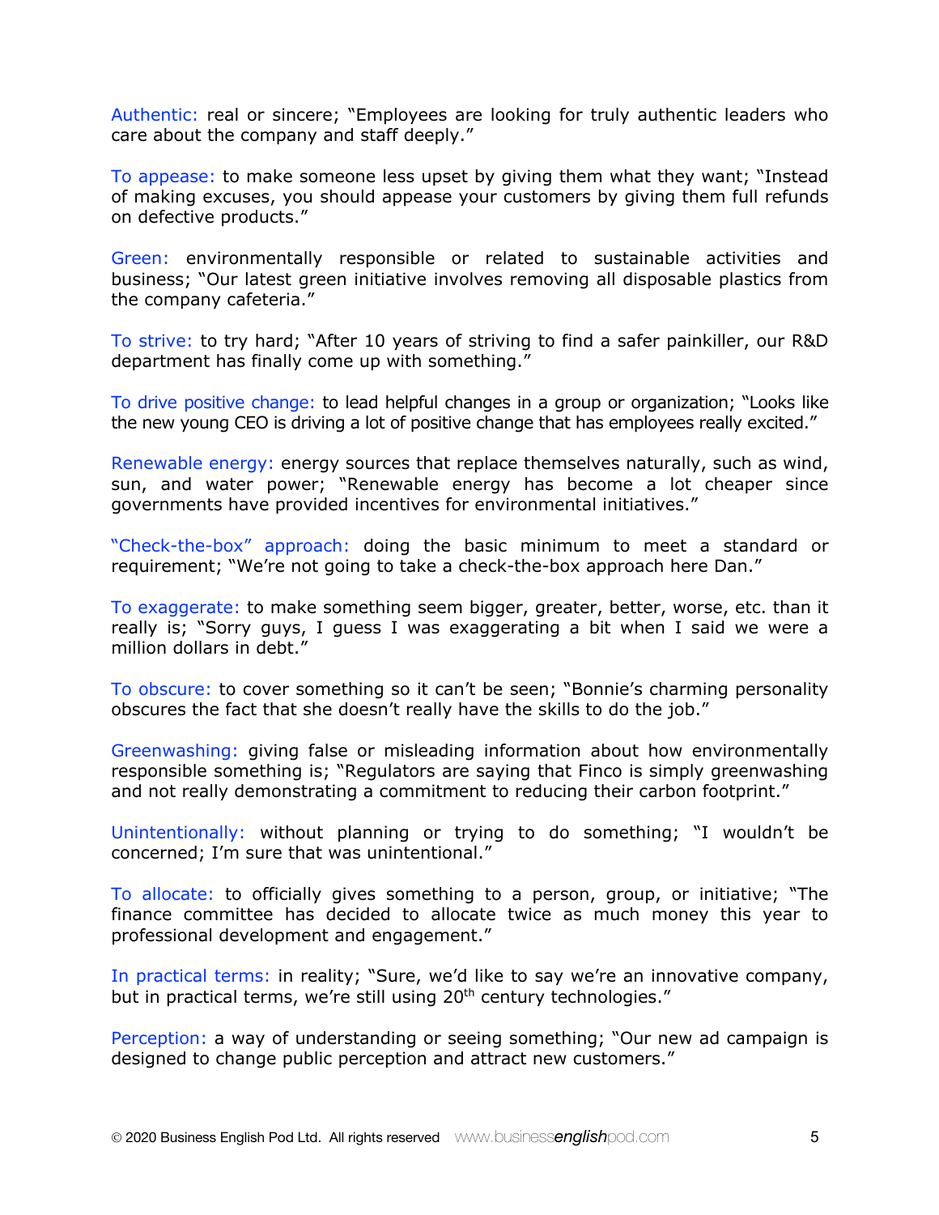**Authentic:** real or sincere; "Employees are looking for truly authentic leaders who care about the company and staff deeply."

**To appease:** to make someone less upset by giving them what they want; "Instead of making excuses, you should appease your customers by giving them full refunds on defective products."

**Green:** environmentally responsible or related to sustainable activities and business; "Our latest green initiative involves removing all disposable plastics from the company cafeteria."

**To strive:** to try hard; "After 10 years of striving to find a safer painkiller, our R&D department has finally come up with something."

**To drive positive change:** to lead helpful changes in a group or organization; "Looks like the new young CEO is driving a lot of positive change that has employees really excited."

**Renewable energy:** energy sources that replace themselves naturally, such as wind, sun, and water power; "Renewable energy has become a lot cheaper since governments have provided incentives for environmental initiatives."

**"Check-the-box" approach:** doing the basic minimum to meet a standard or requirement; "We're not going to take a check-the-box approach here Dan."

**To exaggerate:** to make something seem bigger, greater, better, worse, etc. than it really is; "Sorry guys, I guess I was exaggerating a bit when I said we were a million dollars in debt."

**To obscure:** to cover something so it can't be seen; "Bonnie's charming personality obscures the fact that she doesn't really have the skills to do the job."

**Greenwashing:** giving false or misleading information about how environmentally responsible something is; "Regulators are saying that Finco is simply greenwashing and not really demonstrating a commitment to reducing their carbon footprint."

**Unintentionally:** without planning or trying to do something; "I wouldn't be concerned; I'm sure that was unintentional."

**To allocate:** to officially gives something to a person, group, or initiative; "The finance committee has decided to allocate twice as much money this year to professional development and engagement."

**In practical terms:** in reality; "Sure, we'd like to say we're an innovative company, but in practical terms, we're still using 20th century technologies."

**Perception:** a way of understanding or seeing something; "Our new ad campaign is designed to change public perception and attract new customers."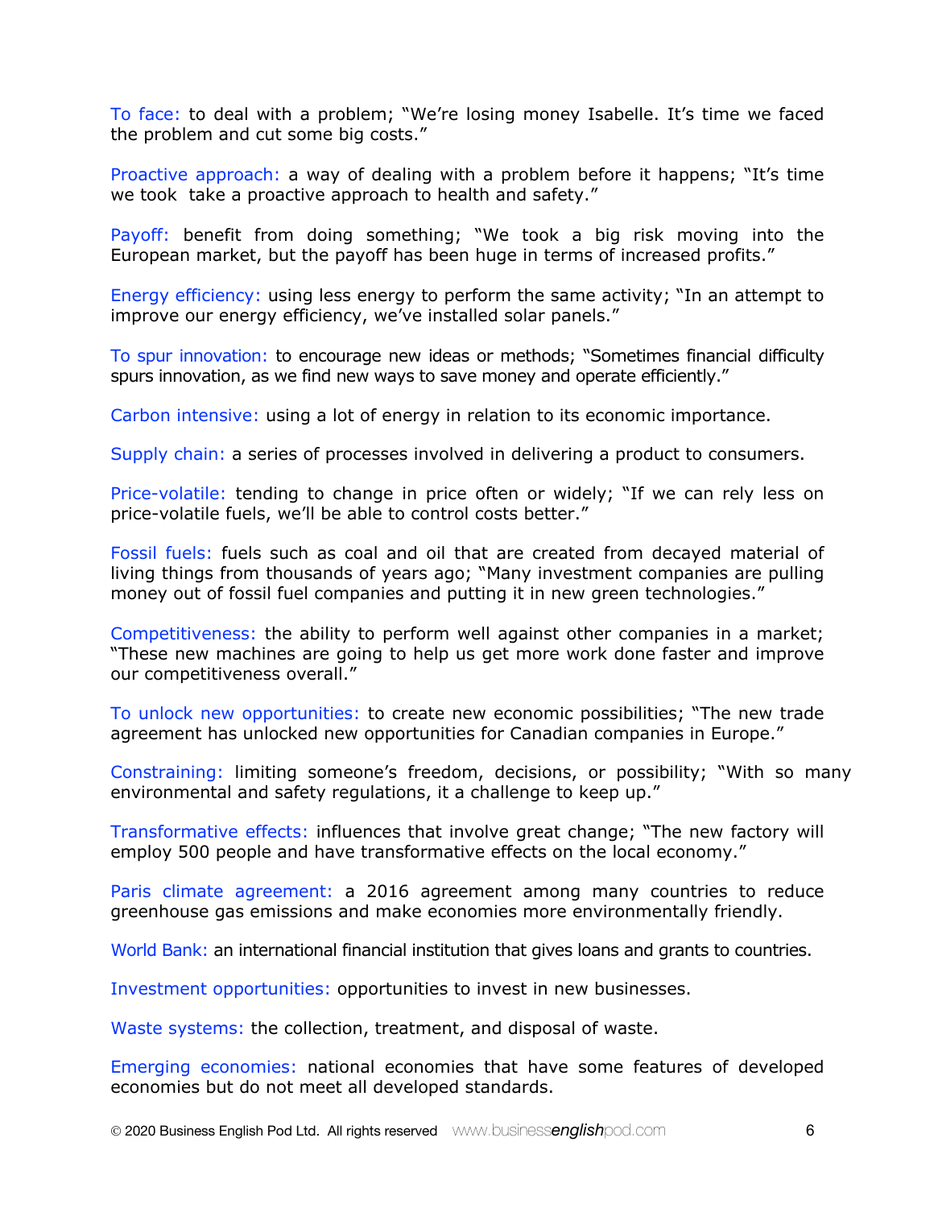To face: to deal with a problem; "We're losing money Isabelle. It's time we faced the problem and cut some big costs."

Proactive approach: a way of dealing with a problem before it happens; "It's time we took  take a proactive approach to health and safety."

Payoff: benefit from doing something; "We took a big risk moving into the European market, but the payoff has been huge in terms of increased profits."

Energy efficiency: using less energy to perform the same activity; "In an attempt to improve our energy efficiency, we've installed solar panels."

To spur innovation: to encourage new ideas or methods; "Sometimes financial difficulty spurs innovation, as we find new ways to save money and operate efficiently."

Carbon intensive: using a lot of energy in relation to its economic importance.

Supply chain: a series of processes involved in delivering a product to consumers.

Price-volatile: tending to change in price often or widely; "If we can rely less on price-volatile fuels, we'll be able to control costs better."

Fossil fuels: fuels such as coal and oil that are created from decayed material of living things from thousands of years ago; "Many investment companies are pulling money out of fossil fuel companies and putting it in new green technologies."

Competitiveness: the ability to perform well against other companies in a market; "These new machines are going to help us get more work done faster and improve our competitiveness overall."

To unlock new opportunities: to create new economic possibilities; "The new trade agreement has unlocked new opportunities for Canadian companies in Europe."

Constraining: limiting someone's freedom, decisions, or possibility; "With so many environmental and safety regulations, it a challenge to keep up."

Transformative effects: influences that involve great change; "The new factory will employ 500 people and have transformative effects on the local economy."

Paris climate agreement: a 2016 agreement among many countries to reduce greenhouse gas emissions and make economies more environmentally friendly.

World Bank: an international financial institution that gives loans and grants to countries.

Investment opportunities: opportunities to invest in new businesses.

Waste systems: the collection, treatment, and disposal of waste.

Emerging economies: national economies that have some features of developed economies but do not meet all developed standards.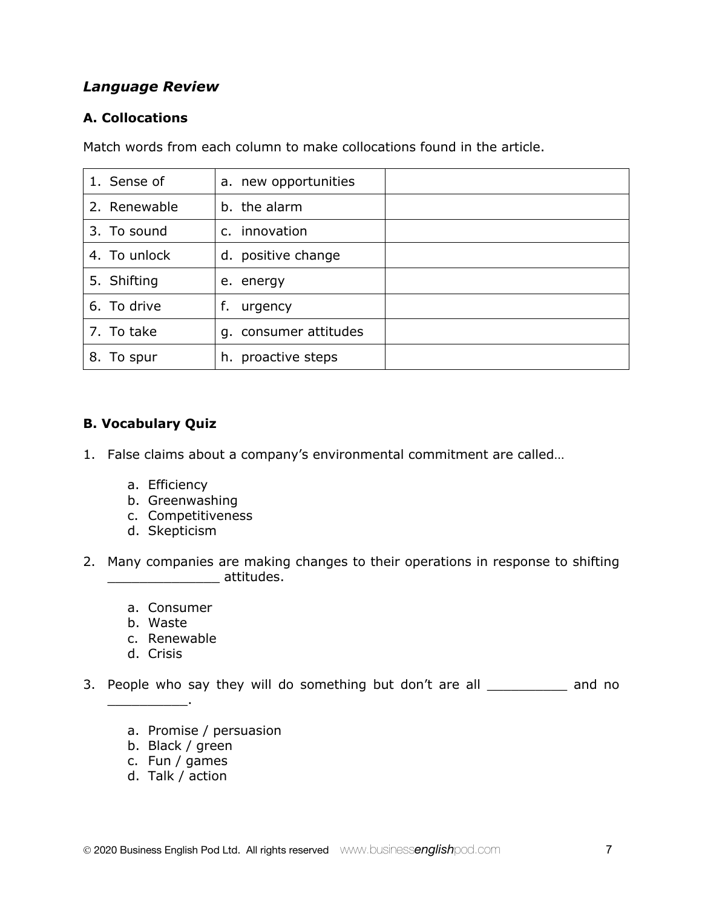### *Language Review*

#### A. Collocations

Match words from each column to make collocations found in the article.

| | | |
|---|---|---|
| 1. Sense of | a. new opportunities | |
| 2. Renewable | b. the alarm | |
| 3. To sound | c. innovation | |
| 4. To unlock | d. positive change | |
| 5. Shifting | e. energy | |
| 6. To drive | f. urgency | |
| 7. To take | g. consumer attitudes | |
| 8. To spur | h. proactive steps | |

#### B. Vocabulary Quiz

1. False claims about a company's environmental commitment are called…

    a. Efficiency
    b. Greenwashing
    c. Competitiveness
    d. Skepticism

2. Many companies are making changes to their operations in response to shifting ______________ attitudes.

    a. Consumer
    b. Waste
    c. Renewable
    d. Crisis

3. People who say they will do something but don't are all __________ and no __________.

    a. Promise / persuasion
    b. Black / green
    c. Fun / games
    d. Talk / action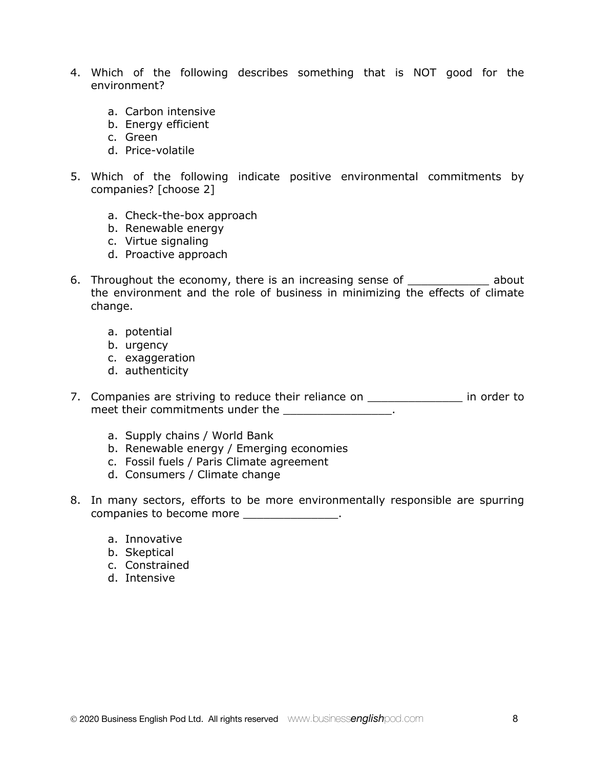4. Which of the following describes something that is NOT good for the environment?

    a. Carbon intensive
    b. Energy efficient
    c. Green
    d. Price-volatile

5. Which of the following indicate positive environmental commitments by companies? [choose 2]

    a. Check-the-box approach
    b. Renewable energy
    c. Virtue signaling
    d. Proactive approach

6. Throughout the economy, there is an increasing sense of ____________ about the environment and the role of business in minimizing the effects of climate change.

    a. potential
    b. urgency
    c. exaggeration
    d. authenticity

7. Companies are striving to reduce their reliance on ______________ in order to meet their commitments under the ________________.

    a. Supply chains / World Bank
    b. Renewable energy / Emerging economies
    c. Fossil fuels / Paris Climate agreement
    d. Consumers / Climate change

8. In many sectors, efforts to be more environmentally responsible are spurring companies to become more ______________.

    a. Innovative
    b. Skeptical
    c. Constrained
    d. Intensive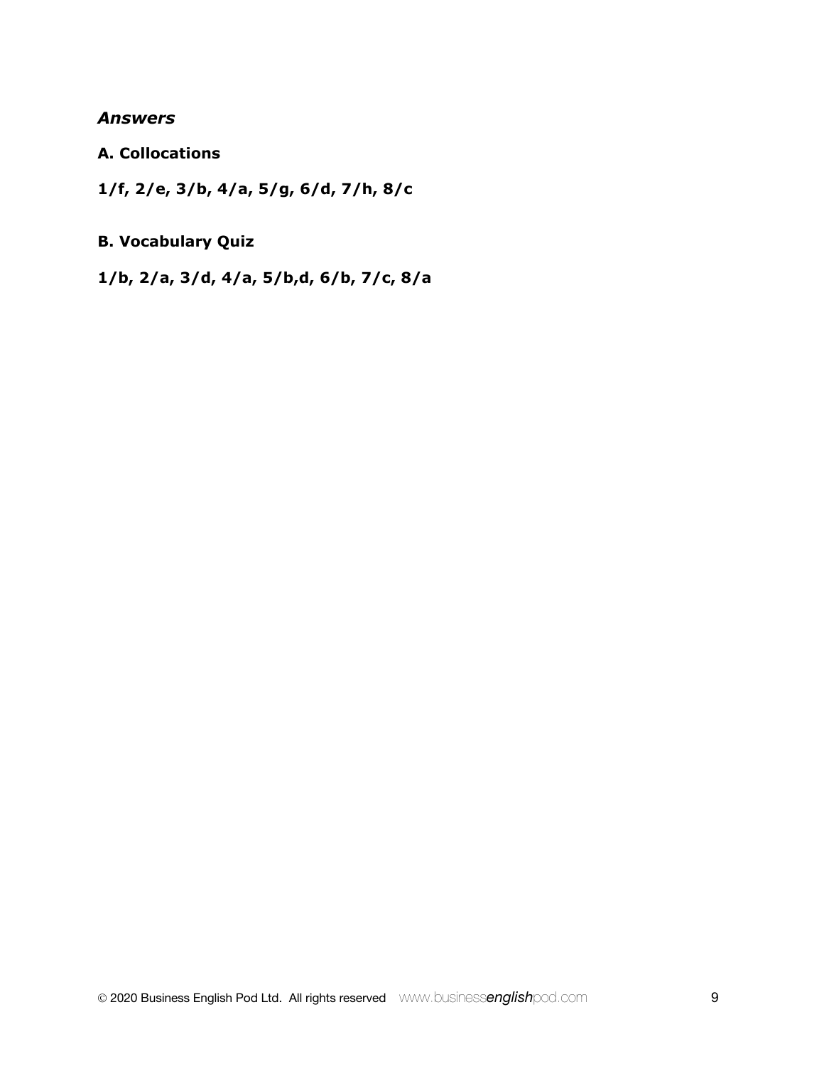## *Answers*

### A. Collocations

**1/f, 2/e, 3/b, 4/a, 5/g, 6/d, 7/h, 8/c**

### B. Vocabulary Quiz

**1/b, 2/a, 3/d, 4/a, 5/b,d, 6/b, 7/c, 8/a**